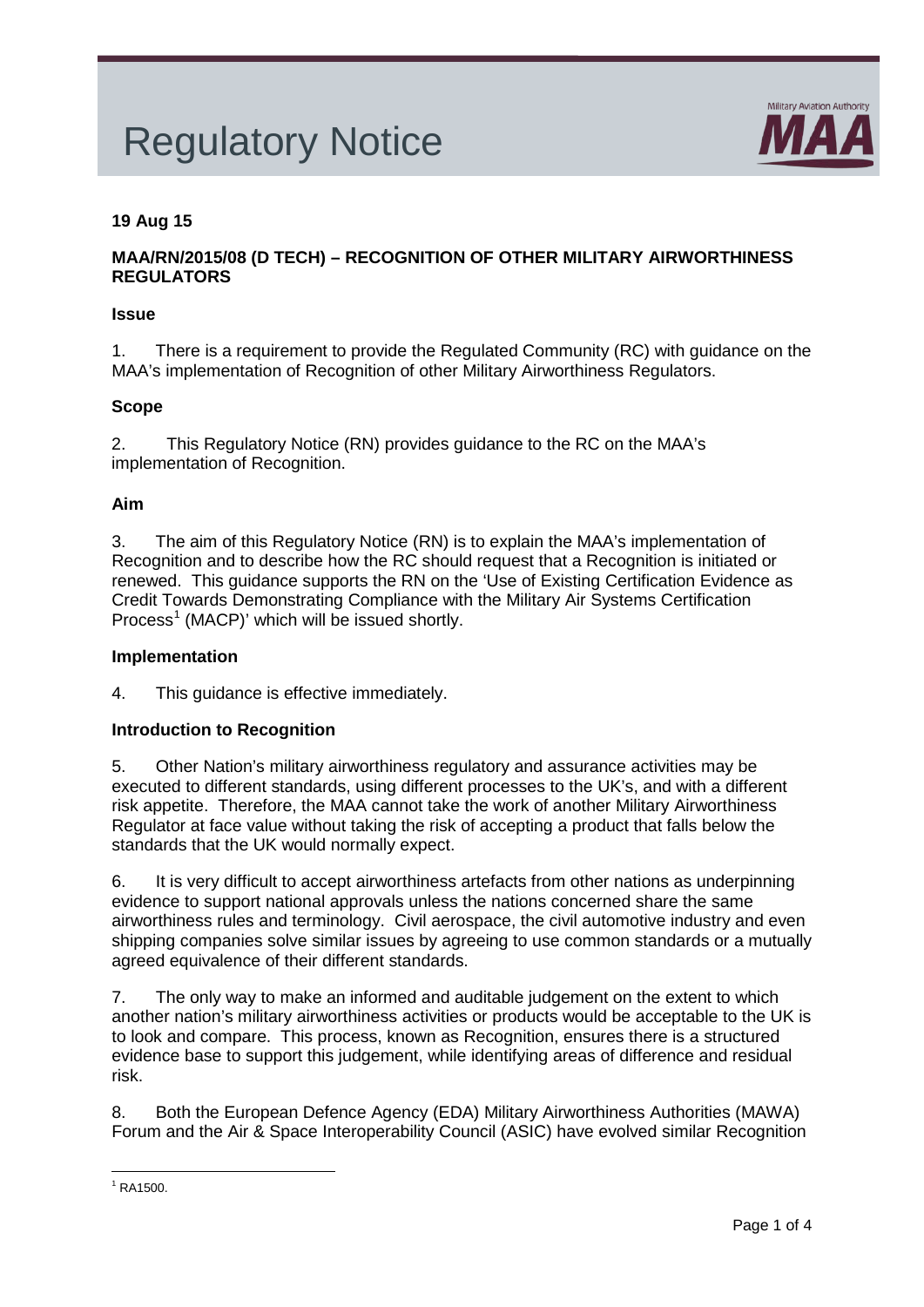# Regulatory Notice

**19 Aug 15**

**MAA/RN/2015/08 (D TECH) – RECOGNITION OF OTHER MILITARY AIRWORTHINESS REGULATORS**

**Issue**

1. There is a requirement to provide the Regulated Community (RC) with guidance on the MAA's implementation of Recognition of other Military Airworthiness Regulators.

**Scope**

2. This Regulatory Notice (RN) provides guidance to the RC on the MAA's implementation of Recognition.

**Aim**

3. The aim of this Regulatory Notice (RN) is to explain the MAA's implementation of Recognition and to describe how the RC should request that a Recognition is initiated or renewed. This guidance supports the RN on the 'Use of Existing Certification Evidence as Credit Towards Demonstrating Compliance with the Military Air Systems Certification Process[1] (MACP)' which will be issued shortly.

**Implementation**

4. This guidance is effective immediately.

**Introduction to Recognition**

5. Other Nation's military airworthiness regulatory and assurance activities may be executed to different standards, using different processes to the UK's, and with a different risk appetite. Therefore, the MAA cannot take the work of another Military Airworthiness Regulator at face value without taking the risk of accepting a product that falls below the standards that the UK would normally expect.

6. It is very difficult to accept airworthiness artefacts from other nations as underpinning evidence to support national approvals unless the nations concerned share the same airworthiness rules and terminology. Civil aerospace, the civil automotive industry and even shipping companies solve similar issues by agreeing to use common standards or a mutually agreed equivalence of their different standards.

7. The only way to make an informed and auditable judgement on the extent to which another nation's military airworthiness activities or products would be acceptable to the UK is to look and compare. This process, known as Recognition, ensures there is a structured evidence base to support this judgement, while identifying areas of difference and residual risk.

8. Both the European Defence Agency (EDA) Military Airworthiness Authorities (MAWA) Forum and the Air & Space Interoperability Council (ASIC) have evolved similar Recognition

[1] RA1500.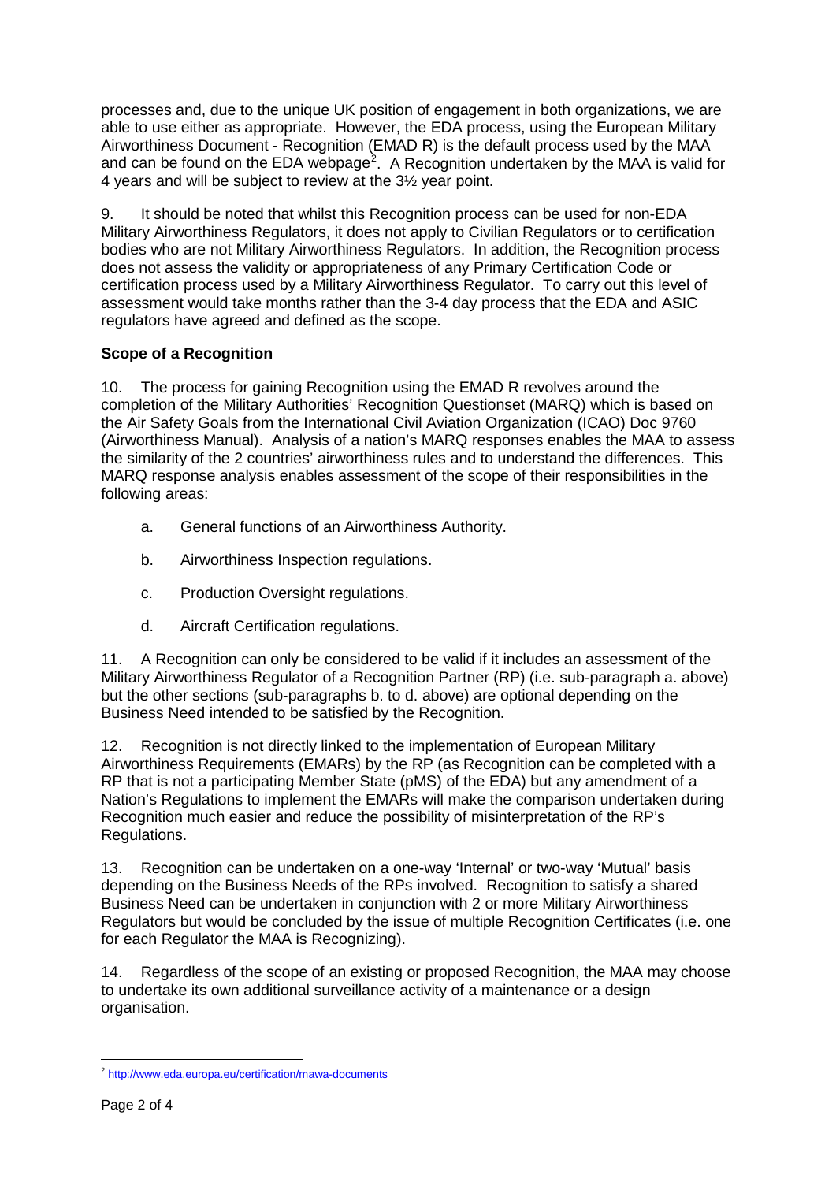processes and, due to the unique UK position of engagement in both organizations, we are able to use either as appropriate. However, the EDA process, using the European Military Airworthiness Document - Recognition (EMAD R) is the default process used by the MAA and can be found on the EDA webpage[2]. A Recognition undertaken by the MAA is valid for 4 years and will be subject to review at the 3½ year point.

9. It should be noted that whilst this Recognition process can be used for non-EDA Military Airworthiness Regulators, it does not apply to Civilian Regulators or to certification bodies who are not Military Airworthiness Regulators. In addition, the Recognition process does not assess the validity or appropriateness of any Primary Certification Code or certification process used by a Military Airworthiness Regulator. To carry out this level of assessment would take months rather than the 3-4 day process that the EDA and ASIC regulators have agreed and defined as the scope.

**Scope of a Recognition**

10. The process for gaining Recognition using the EMAD R revolves around the completion of the Military Authorities' Recognition Questionset (MARQ) which is based on the Air Safety Goals from the International Civil Aviation Organization (ICAO) Doc 9760 (Airworthiness Manual). Analysis of a nation's MARQ responses enables the MAA to assess the similarity of the 2 countries' airworthiness rules and to understand the differences. This MARQ response analysis enables assessment of the scope of their responsibilities in the following areas:

a. General functions of an Airworthiness Authority.

b. Airworthiness Inspection regulations.

c. Production Oversight regulations.

d. Aircraft Certification regulations.

11. A Recognition can only be considered to be valid if it includes an assessment of the Military Airworthiness Regulator of a Recognition Partner (RP) (i.e. sub-paragraph a. above) but the other sections (sub-paragraphs b. to d. above) are optional depending on the Business Need intended to be satisfied by the Recognition.

12. Recognition is not directly linked to the implementation of European Military Airworthiness Requirements (EMARs) by the RP (as Recognition can be completed with a RP that is not a participating Member State (pMS) of the EDA) but any amendment of a Nation's Regulations to implement the EMARs will make the comparison undertaken during Recognition much easier and reduce the possibility of misinterpretation of the RP's Regulations.

13. Recognition can be undertaken on a one-way 'Internal' or two-way 'Mutual' basis depending on the Business Needs of the RPs involved. Recognition to satisfy a shared Business Need can be undertaken in conjunction with 2 or more Military Airworthiness Regulators but would be concluded by the issue of multiple Recognition Certificates (i.e. one for each Regulator the MAA is Recognizing).

14. Regardless of the scope of an existing or proposed Recognition, the MAA may choose to undertake its own additional surveillance activity of a maintenance or a design organisation.

[2] http://www.eda.europa.eu/certification/mawa-documents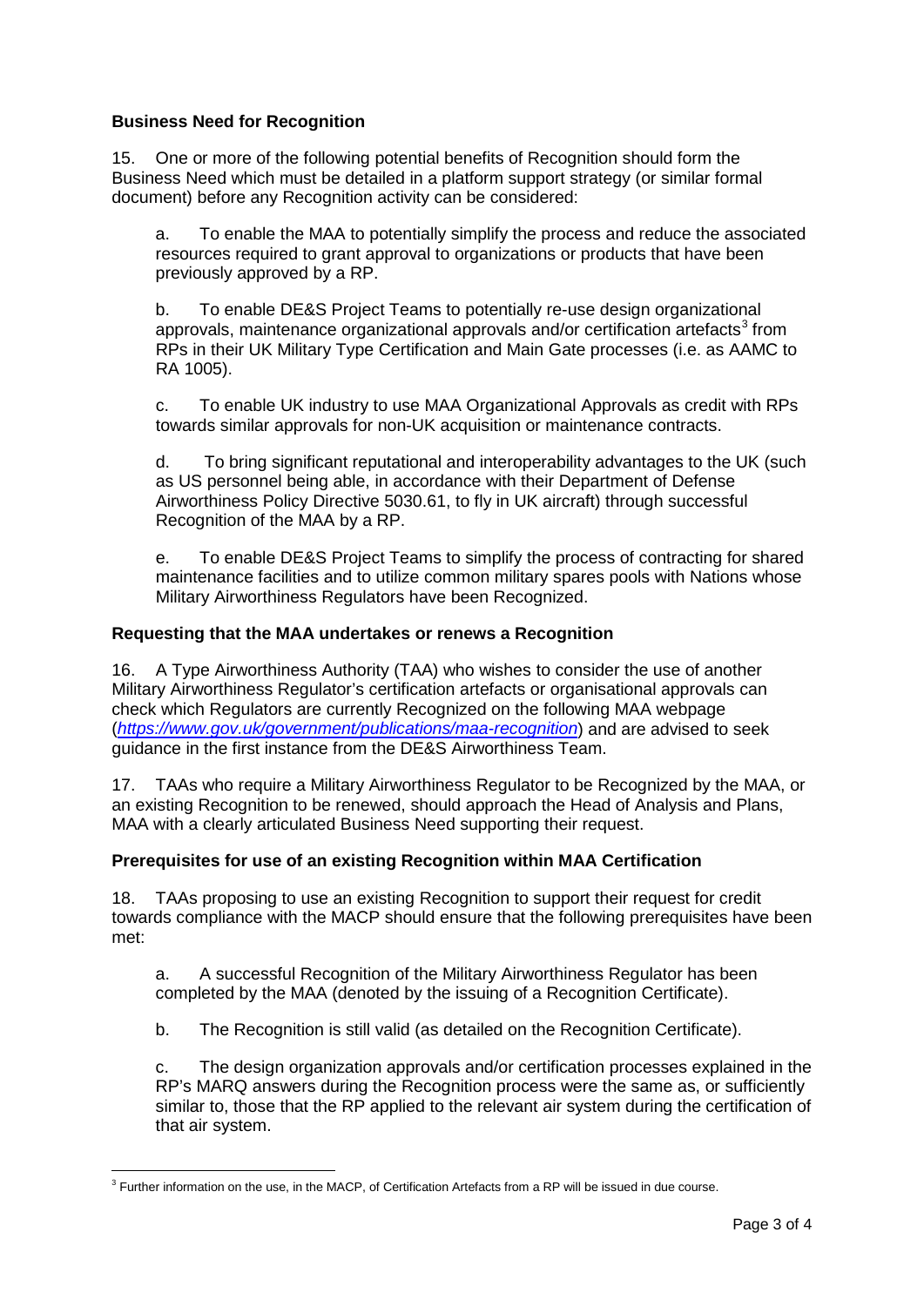**Business Need for Recognition**

15. One or more of the following potential benefits of Recognition should form the Business Need which must be detailed in a platform support strategy (or similar formal document) before any Recognition activity can be considered:

a. To enable the MAA to potentially simplify the process and reduce the associated resources required to grant approval to organizations or products that have been previously approved by a RP.

b. To enable DE&S Project Teams to potentially re-use design organizational approvals, maintenance organizational approvals and/or certification artefacts[3] from RPs in their UK Military Type Certification and Main Gate processes (i.e. as AAMC to RA 1005).

c. To enable UK industry to use MAA Organizational Approvals as credit with RPs towards similar approvals for non-UK acquisition or maintenance contracts.

d. To bring significant reputational and interoperability advantages to the UK (such as US personnel being able, in accordance with their Department of Defense Airworthiness Policy Directive 5030.61, to fly in UK aircraft) through successful Recognition of the MAA by a RP.

e. To enable DE&S Project Teams to simplify the process of contracting for shared maintenance facilities and to utilize common military spares pools with Nations whose Military Airworthiness Regulators have been Recognized.

**Requesting that the MAA undertakes or renews a Recognition**

16. A Type Airworthiness Authority (TAA) who wishes to consider the use of another Military Airworthiness Regulator's certification artefacts or organisational approvals can check which Regulators are currently Recognized on the following MAA webpage (*https://www.gov.uk/government/publications/maa-recognition*) and are advised to seek guidance in the first instance from the DE&S Airworthiness Team.

17. TAAs who require a Military Airworthiness Regulator to be Recognized by the MAA, or an existing Recognition to be renewed, should approach the Head of Analysis and Plans, MAA with a clearly articulated Business Need supporting their request.

**Prerequisites for use of an existing Recognition within MAA Certification**

18. TAAs proposing to use an existing Recognition to support their request for credit towards compliance with the MACP should ensure that the following prerequisites have been met:

a. A successful Recognition of the Military Airworthiness Regulator has been completed by the MAA (denoted by the issuing of a Recognition Certificate).

b. The Recognition is still valid (as detailed on the Recognition Certificate).

c. The design organization approvals and/or certification processes explained in the RP's MARQ answers during the Recognition process were the same as, or sufficiently similar to, those that the RP applied to the relevant air system during the certification of that air system.

[3] Further information on the use, in the MACP, of Certification Artefacts from a RP will be issued in due course.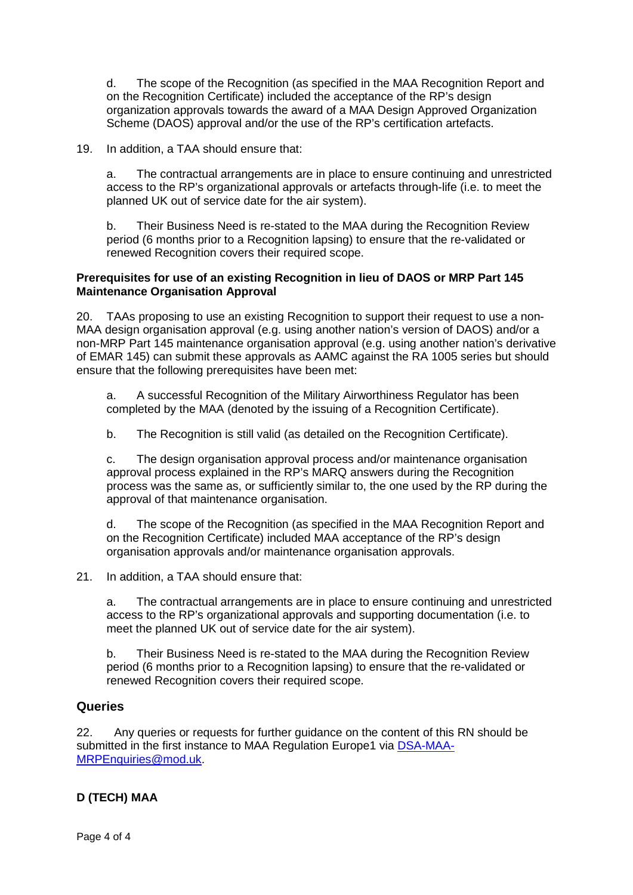d. The scope of the Recognition (as specified in the MAA Recognition Report and on the Recognition Certificate) included the acceptance of the RP's design organization approvals towards the award of a MAA Design Approved Organization Scheme (DAOS) approval and/or the use of the RP's certification artefacts.

19. In addition, a TAA should ensure that:

a. The contractual arrangements are in place to ensure continuing and unrestricted access to the RP's organizational approvals or artefacts through-life (i.e. to meet the planned UK out of service date for the air system).

b. Their Business Need is re-stated to the MAA during the Recognition Review period (6 months prior to a Recognition lapsing) to ensure that the re-validated or renewed Recognition covers their required scope.

**Prerequisites for use of an existing Recognition in lieu of DAOS or MRP Part 145 Maintenance Organisation Approval**

20. TAAs proposing to use an existing Recognition to support their request to use a non-MAA design organisation approval (e.g. using another nation's version of DAOS) and/or a non-MRP Part 145 maintenance organisation approval (e.g. using another nation's derivative of EMAR 145) can submit these approvals as AAMC against the RA 1005 series but should ensure that the following prerequisites have been met:

a. A successful Recognition of the Military Airworthiness Regulator has been completed by the MAA (denoted by the issuing of a Recognition Certificate).

b. The Recognition is still valid (as detailed on the Recognition Certificate).

c. The design organisation approval process and/or maintenance organisation approval process explained in the RP's MARQ answers during the Recognition process was the same as, or sufficiently similar to, the one used by the RP during the approval of that maintenance organisation.

d. The scope of the Recognition (as specified in the MAA Recognition Report and on the Recognition Certificate) included MAA acceptance of the RP's design organisation approvals and/or maintenance organisation approvals.

21. In addition, a TAA should ensure that:

a. The contractual arrangements are in place to ensure continuing and unrestricted access to the RP's organizational approvals and supporting documentation (i.e. to meet the planned UK out of service date for the air system).

b. Their Business Need is re-stated to the MAA during the Recognition Review period (6 months prior to a Recognition lapsing) to ensure that the re-validated or renewed Recognition covers their required scope.

## Queries

22. Any queries or requests for further guidance on the content of this RN should be submitted in the first instance to MAA Regulation Europe1 via DSA-MAA-MRPEnquiries@mod.uk.

**D (TECH) MAA**